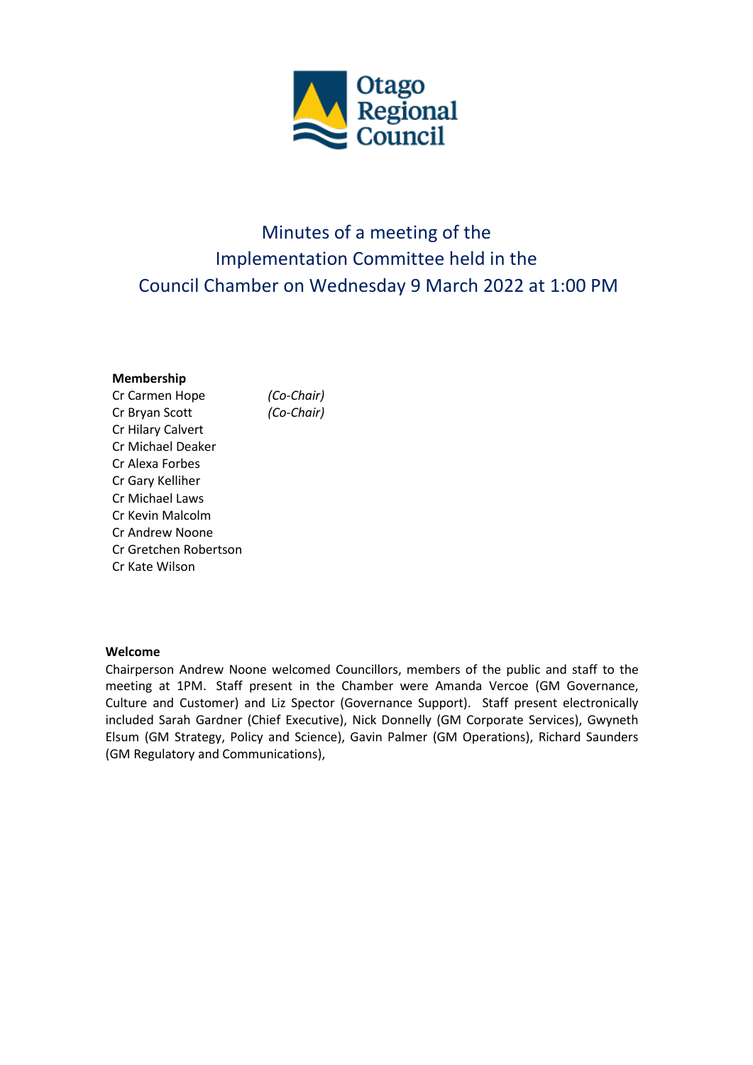# Minutes of a meeting of the Implementation Committee held in the Council Chamber on Wednesday 9 March 2022 at 1:00 PM

**Membership**

| | |
|---|---|
| Cr Carmen Hope | *(Co-Chair)* |
| Cr Bryan Scott | *(Co-Chair)* |
| Cr Hilary Calvert | |
| Cr Michael Deaker | |
| Cr Alexa Forbes | |
| Cr Gary Kelliher | |
| Cr Michael Laws | |
| Cr Kevin Malcolm | |
| Cr Andrew Noone | |
| Cr Gretchen Robertson | |
| Cr Kate Wilson | |

**Welcome**

Chairperson Andrew Noone welcomed Councillors, members of the public and staff to the meeting at 1PM. Staff present in the Chamber were Amanda Vercoe (GM Governance, Culture and Customer) and Liz Spector (Governance Support). Staff present electronically included Sarah Gardner (Chief Executive), Nick Donnelly (GM Corporate Services), Gwyneth Elsum (GM Strategy, Policy and Science), Gavin Palmer (GM Operations), Richard Saunders (GM Regulatory and Communications),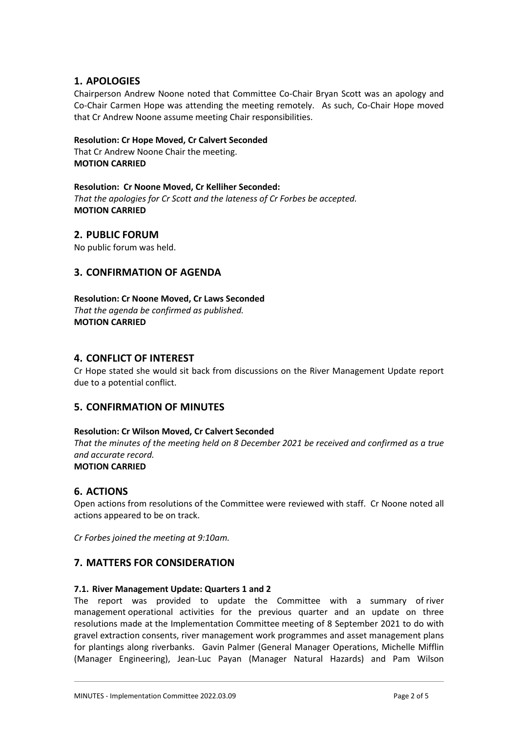## 1. APOLOGIES

Chairperson Andrew Noone noted that Committee Co-Chair Bryan Scott was an apology and Co-Chair Carmen Hope was attending the meeting remotely. As such, Co-Chair Hope moved that Cr Andrew Noone assume meeting Chair responsibilities.

**Resolution: Cr Hope Moved, Cr Calvert Seconded**
That Cr Andrew Noone Chair the meeting.
**MOTION CARRIED**

**Resolution: Cr Noone Moved, Cr Kelliher Seconded:**
*That the apologies for Cr Scott and the lateness of Cr Forbes be accepted.*
**MOTION CARRIED**

## 2. PUBLIC FORUM

No public forum was held.

## 3. CONFIRMATION OF AGENDA

**Resolution: Cr Noone Moved, Cr Laws Seconded**
*That the agenda be confirmed as published.*
**MOTION CARRIED**

## 4. CONFLICT OF INTEREST

Cr Hope stated she would sit back from discussions on the River Management Update report due to a potential conflict.

## 5. CONFIRMATION OF MINUTES

**Resolution: Cr Wilson Moved, Cr Calvert Seconded**
*That the minutes of the meeting held on 8 December 2021 be received and confirmed as a true and accurate record.*
**MOTION CARRIED**

## 6. ACTIONS

Open actions from resolutions of the Committee were reviewed with staff. Cr Noone noted all actions appeared to be on track.

*Cr Forbes joined the meeting at 9:10am.*

## 7. MATTERS FOR CONSIDERATION

### 7.1. River Management Update: Quarters 1 and 2

The report was provided to update the Committee with a summary of river management operational activities for the previous quarter and an update on three resolutions made at the Implementation Committee meeting of 8 September 2021 to do with gravel extraction consents, river management work programmes and asset management plans for plantings along riverbanks. Gavin Palmer (General Manager Operations, Michelle Mifflin (Manager Engineering), Jean-Luc Payan (Manager Natural Hazards) and Pam Wilson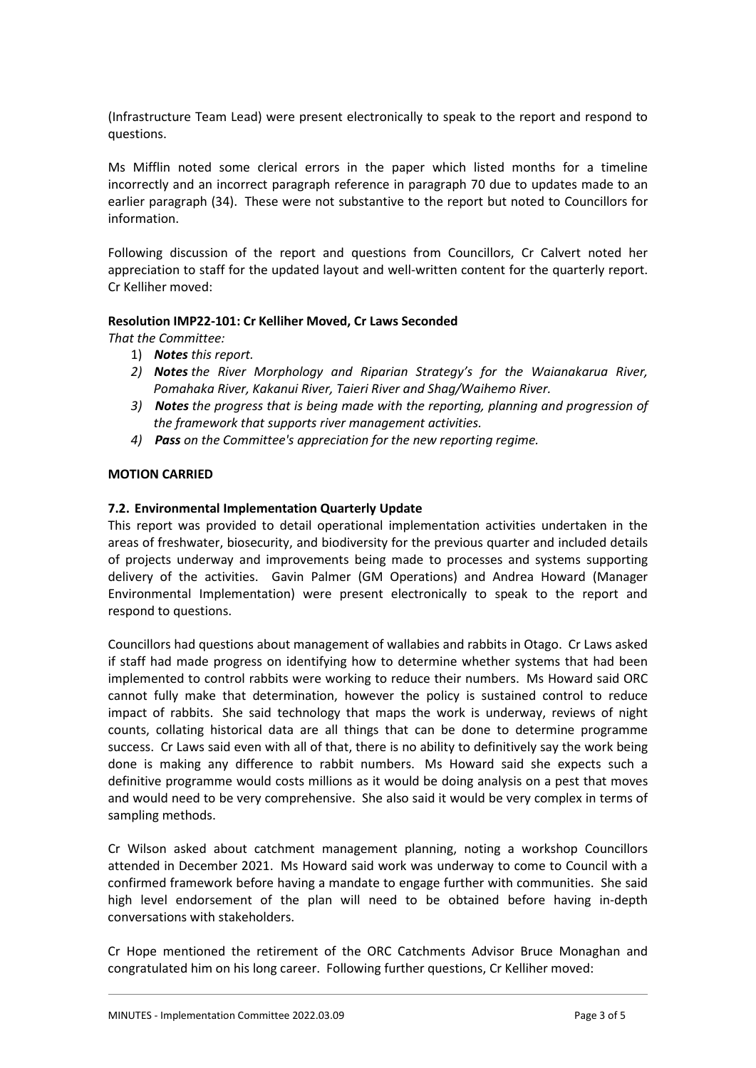(Infrastructure Team Lead) were present electronically to speak to the report and respond to questions.

Ms Mifflin noted some clerical errors in the paper which listed months for a timeline incorrectly and an incorrect paragraph reference in paragraph 70 due to updates made to an earlier paragraph (34). These were not substantive to the report but noted to Councillors for information.

Following discussion of the report and questions from Councillors, Cr Calvert noted her appreciation to staff for the updated layout and well-written content for the quarterly report. Cr Kelliher moved:

**Resolution IMP22-101: Cr Kelliher Moved, Cr Laws Seconded**

*That the Committee:*

1) ***Notes*** *this report.*
2) ***Notes*** *the River Morphology and Riparian Strategy's for the Waianakarua River, Pomahaka River, Kakanui River, Taieri River and Shag/Waihemo River.*
3) ***Notes*** *the progress that is being made with the reporting, planning and progression of the framework that supports river management activities.*
4) ***Pass*** *on the Committee's appreciation for the new reporting regime.*

**MOTION CARRIED**

### 7.2. Environmental Implementation Quarterly Update

This report was provided to detail operational implementation activities undertaken in the areas of freshwater, biosecurity, and biodiversity for the previous quarter and included details of projects underway and improvements being made to processes and systems supporting delivery of the activities. Gavin Palmer (GM Operations) and Andrea Howard (Manager Environmental Implementation) were present electronically to speak to the report and respond to questions.

Councillors had questions about management of wallabies and rabbits in Otago. Cr Laws asked if staff had made progress on identifying how to determine whether systems that had been implemented to control rabbits were working to reduce their numbers. Ms Howard said ORC cannot fully make that determination, however the policy is sustained control to reduce impact of rabbits. She said technology that maps the work is underway, reviews of night counts, collating historical data are all things that can be done to determine programme success. Cr Laws said even with all of that, there is no ability to definitively say the work being done is making any difference to rabbit numbers. Ms Howard said she expects such a definitive programme would costs millions as it would be doing analysis on a pest that moves and would need to be very comprehensive. She also said it would be very complex in terms of sampling methods.

Cr Wilson asked about catchment management planning, noting a workshop Councillors attended in December 2021. Ms Howard said work was underway to come to Council with a confirmed framework before having a mandate to engage further with communities. She said high level endorsement of the plan will need to be obtained before having in-depth conversations with stakeholders.

Cr Hope mentioned the retirement of the ORC Catchments Advisor Bruce Monaghan and congratulated him on his long career. Following further questions, Cr Kelliher moved: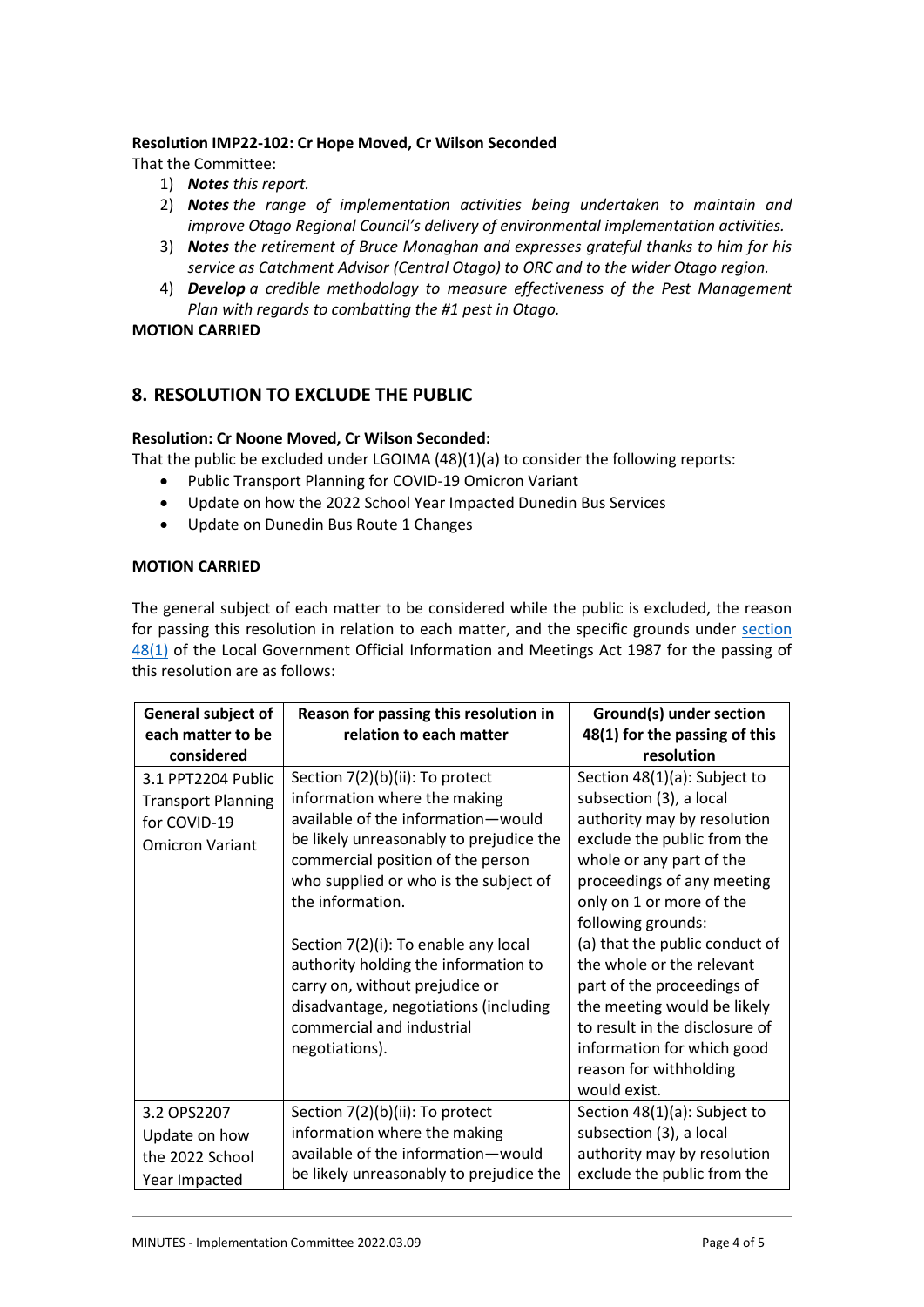**Resolution IMP22-102: Cr Hope Moved, Cr Wilson Seconded**

That the Committee:

1) ***Notes*** *this report.*
2) ***Notes*** *the range of implementation activities being undertaken to maintain and improve Otago Regional Council's delivery of environmental implementation activities.*
3) ***Notes*** *the retirement of Bruce Monaghan and expresses grateful thanks to him for his service as Catchment Advisor (Central Otago) to ORC and to the wider Otago region.*
4) ***Develop*** *a credible methodology to measure effectiveness of the Pest Management Plan with regards to combatting the #1 pest in Otago.*

**MOTION CARRIED**

## 8. RESOLUTION TO EXCLUDE THE PUBLIC

**Resolution: Cr Noone Moved, Cr Wilson Seconded:**

That the public be excluded under LGOIMA (48)(1)(a) to consider the following reports:

- Public Transport Planning for COVID-19 Omicron Variant
- Update on how the 2022 School Year Impacted Dunedin Bus Services
- Update on Dunedin Bus Route 1 Changes

**MOTION CARRIED**

The general subject of each matter to be considered while the public is excluded, the reason for passing this resolution in relation to each matter, and the specific grounds under section 48(1) of the Local Government Official Information and Meetings Act 1987 for the passing of this resolution are as follows:

| General subject of each matter to be considered | Reason for passing this resolution in relation to each matter | Ground(s) under section 48(1) for the passing of this resolution |
|---|---|---|
| 3.1 PPT2204 Public Transport Planning for COVID-19 Omicron Variant | Section 7(2)(b)(ii): To protect information where the making available of the information—would be likely unreasonably to prejudice the commercial position of the person who supplied or who is the subject of the information.<br><br>Section 7(2)(i): To enable any local authority holding the information to carry on, without prejudice or disadvantage, negotiations (including commercial and industrial negotiations). | Section 48(1)(a): Subject to subsection (3), a local authority may by resolution exclude the public from the whole or any part of the proceedings of any meeting only on 1 or more of the following grounds:<br>(a) that the public conduct of the whole or the relevant part of the proceedings of the meeting would be likely to result in the disclosure of information for which good reason for withholding would exist. |
| 3.2 OPS2207 Update on how the 2022 School Year Impacted | Section 7(2)(b)(ii): To protect information where the making available of the information—would be likely unreasonably to prejudice the | Section 48(1)(a): Subject to subsection (3), a local authority may by resolution exclude the public from the |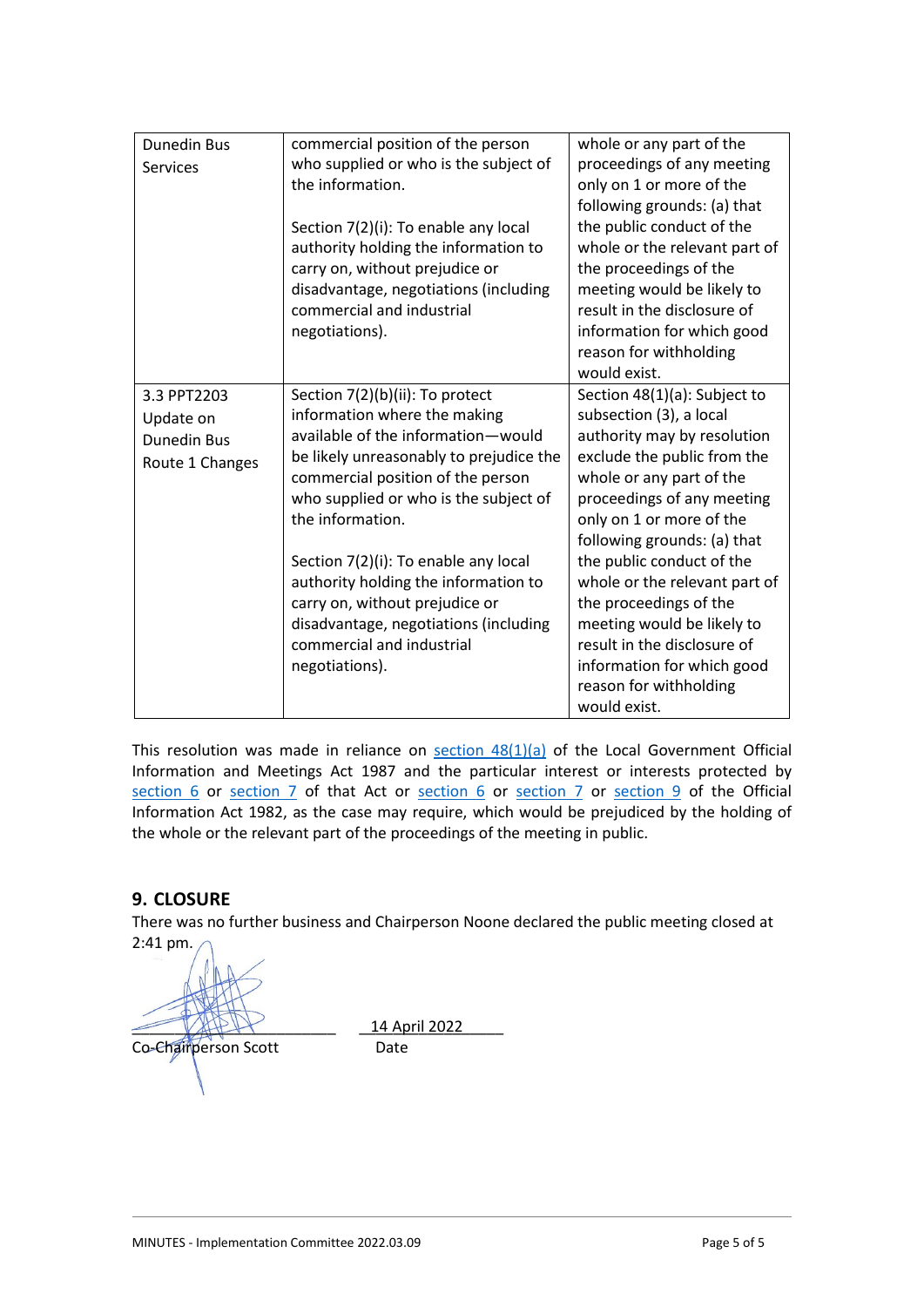| | | |
|---|---|---|
| Dunedin Bus Services | commercial position of the person who supplied or who is the subject of the information.<br><br>Section 7(2)(i): To enable any local authority holding the information to carry on, without prejudice or disadvantage, negotiations (including commercial and industrial negotiations). | whole or any part of the proceedings of any meeting only on 1 or more of the following grounds: (a) that the public conduct of the whole or the relevant part of the proceedings of the meeting would be likely to result in the disclosure of information for which good reason for withholding would exist. |
| 3.3 PPT2203 Update on Dunedin Bus Route 1 Changes | Section 7(2)(b)(ii): To protect information where the making available of the information—would be likely unreasonably to prejudice the commercial position of the person who supplied or who is the subject of the information.<br><br>Section 7(2)(i): To enable any local authority holding the information to carry on, without prejudice or disadvantage, negotiations (including commercial and industrial negotiations). | Section 48(1)(a): Subject to subsection (3), a local authority may by resolution exclude the public from the whole or any part of the proceedings of any meeting only on 1 or more of the following grounds: (a) that the public conduct of the whole or the relevant part of the proceedings of the meeting would be likely to result in the disclosure of information for which good reason for withholding would exist. |

This resolution was made in reliance on section 48(1)(a) of the Local Government Official Information and Meetings Act 1987 and the particular interest or interests protected by section 6 or section 7 of that Act or section 6 or section 7 or section 9 of the Official Information Act 1982, as the case may require, which would be prejudiced by the holding of the whole or the relevant part of the proceedings of the meeting in public.

## 9. CLOSURE

There was no further business and Chairperson Noone declared the public meeting closed at 2:41 pm.

Co-Chairperson Scott

14 April 2022
Date